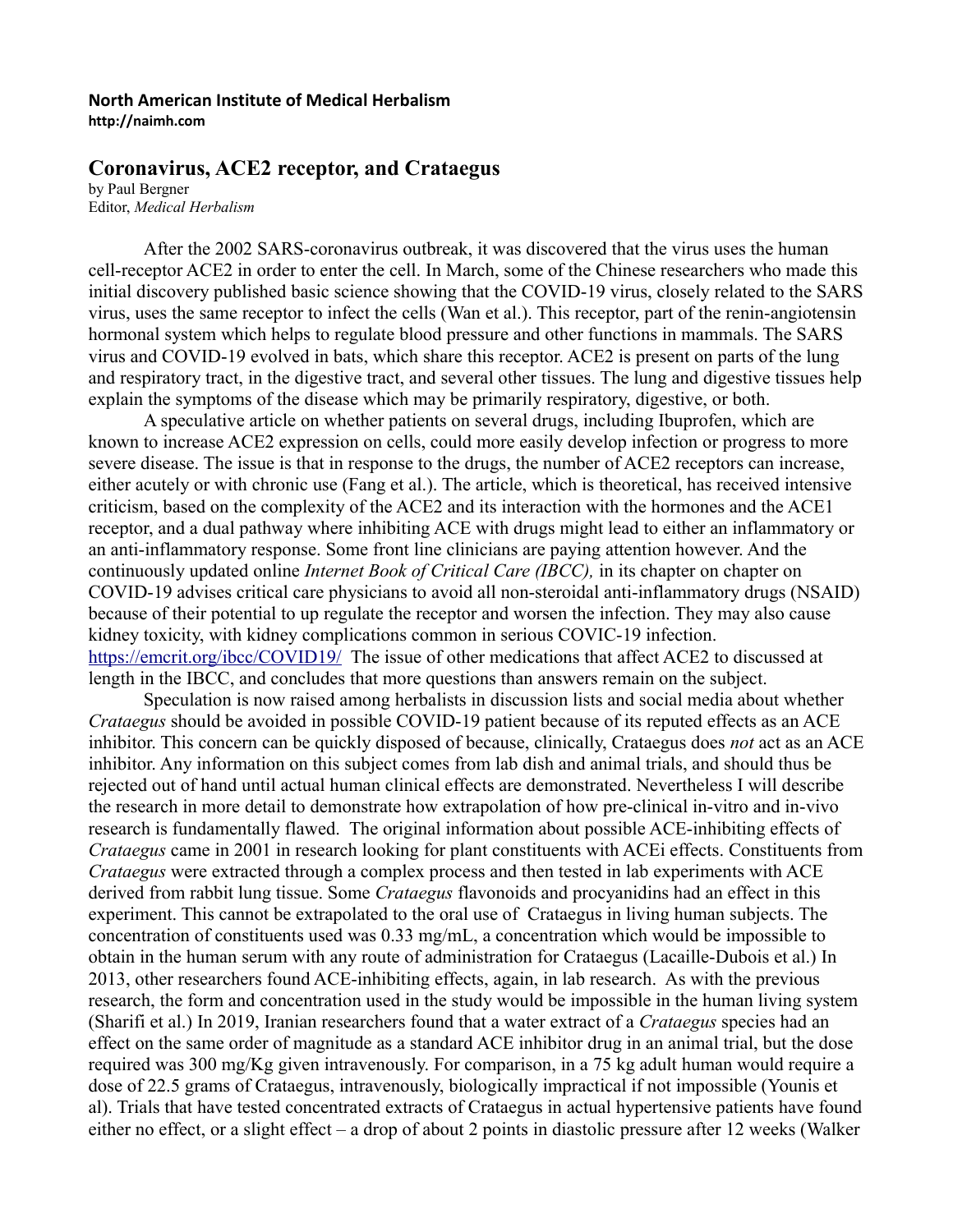**North American Institute of Medical Herbalism**
**http://naimh.com**

# Coronavirus, ACE2 receptor, and Crataegus

by Paul Bergner
Editor, *Medical Herbalism*

After the 2002 SARS-coronavirus outbreak, it was discovered that the virus uses the human cell-receptor ACE2 in order to enter the cell. In March, some of the Chinese researchers who made this initial discovery published basic science showing that the COVID-19 virus, closely related to the SARS virus, uses the same receptor to infect the cells (Wan et al.). This receptor, part of the renin-angiotensin hormonal system which helps to regulate blood pressure and other functions in mammals. The SARS virus and COVID-19 evolved in bats, which share this receptor. ACE2 is present on parts of the lung and respiratory tract, in the digestive tract, and several other tissues. The lung and digestive tissues help explain the symptoms of the disease which may be primarily respiratory, digestive, or both.

A speculative article on whether patients on several drugs, including Ibuprofen, which are known to increase ACE2 expression on cells, could more easily develop infection or progress to more severe disease. The issue is that in response to the drugs, the number of ACE2 receptors can increase, either acutely or with chronic use (Fang et al.). The article, which is theoretical, has received intensive criticism, based on the complexity of the ACE2 and its interaction with the hormones and the ACE1 receptor, and a dual pathway where inhibiting ACE with drugs might lead to either an inflammatory or an anti-inflammatory response. Some front line clinicians are paying attention however. And the continuously updated online *Internet Book of Critical Care (IBCC),* in its chapter on chapter on COVID-19 advises critical care physicians to avoid all non-steroidal anti-inflammatory drugs (NSAID) because of their potential to up regulate the receptor and worsen the infection. They may also cause kidney toxicity, with kidney complications common in serious COVIC-19 infection. https://emcrit.org/ibcc/COVID19/ The issue of other medications that affect ACE2 to discussed at length in the IBCC, and concludes that more questions than answers remain on the subject.

Speculation is now raised among herbalists in discussion lists and social media about whether *Crataegus* should be avoided in possible COVID-19 patient because of its reputed effects as an ACE inhibitor. This concern can be quickly disposed of because, clinically, Crataegus does *not* act as an ACE inhibitor. Any information on this subject comes from lab dish and animal trials, and should thus be rejected out of hand until actual human clinical effects are demonstrated. Nevertheless I will describe the research in more detail to demonstrate how extrapolation of how pre-clinical in-vitro and in-vivo research is fundamentally flawed. The original information about possible ACE-inhibiting effects of *Crataegus* came in 2001 in research looking for plant constituents with ACEi effects. Constituents from *Crataegus* were extracted through a complex process and then tested in lab experiments with ACE derived from rabbit lung tissue. Some *Crataegus* flavonoids and procyanidins had an effect in this experiment. This cannot be extrapolated to the oral use of Crataegus in living human subjects. The concentration of constituents used was 0.33 mg/mL, a concentration which would be impossible to obtain in the human serum with any route of administration for Crataegus (Lacaille-Dubois et al.) In 2013, other researchers found ACE-inhibiting effects, again, in lab research. As with the previous research, the form and concentration used in the study would be impossible in the human living system (Sharifi et al.) In 2019, Iranian researchers found that a water extract of a *Crataegus* species had an effect on the same order of magnitude as a standard ACE inhibitor drug in an animal trial, but the dose required was 300 mg/Kg given intravenously. For comparison, in a 75 kg adult human would require a dose of 22.5 grams of Crataegus, intravenously, biologically impractical if not impossible (Younis et al). Trials that have tested concentrated extracts of Crataegus in actual hypertensive patients have found either no effect, or a slight effect – a drop of about 2 points in diastolic pressure after 12 weeks (Walker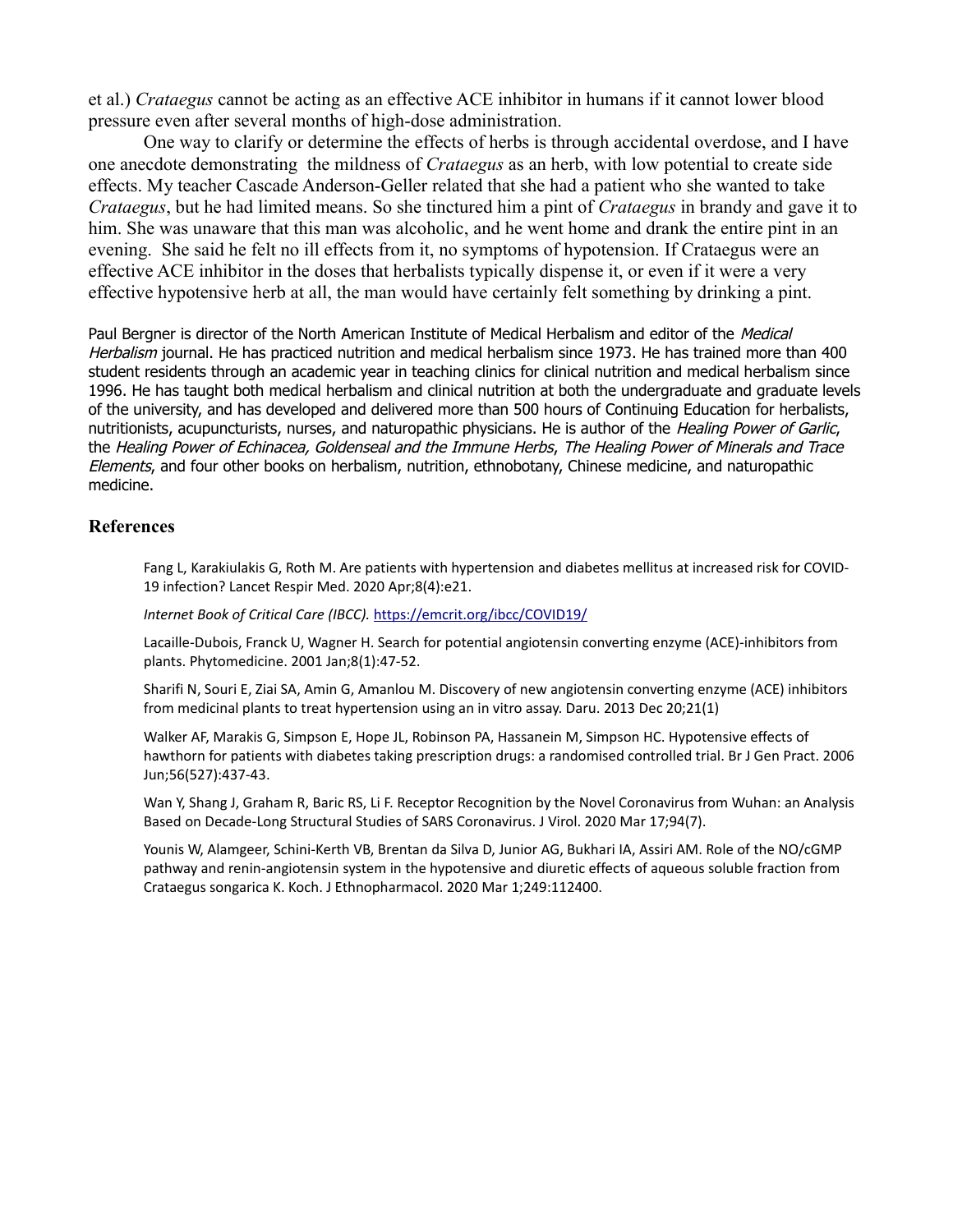et al.) *Crataegus* cannot be acting as an effective ACE inhibitor in humans if it cannot lower blood pressure even after several months of high-dose administration.

One way to clarify or determine the effects of herbs is through accidental overdose, and I have one anecdote demonstrating the mildness of *Crataegus* as an herb, with low potential to create side effects. My teacher Cascade Anderson-Geller related that she had a patient who she wanted to take *Crataegus*, but he had limited means. So she tinctured him a pint of *Crataegus* in brandy and gave it to him. She was unaware that this man was alcoholic, and he went home and drank the entire pint in an evening. She said he felt no ill effects from it, no symptoms of hypotension. If Crataegus were an effective ACE inhibitor in the doses that herbalists typically dispense it, or even if it were a very effective hypotensive herb at all, the man would have certainly felt something by drinking a pint.

Paul Bergner is director of the North American Institute of Medical Herbalism and editor of the *Medical Herbalism* journal. He has practiced nutrition and medical herbalism since 1973. He has trained more than 400 student residents through an academic year in teaching clinics for clinical nutrition and medical herbalism since 1996. He has taught both medical herbalism and clinical nutrition at both the undergraduate and graduate levels of the university, and has developed and delivered more than 500 hours of Continuing Education for herbalists, nutritionists, acupuncturists, nurses, and naturopathic physicians. He is author of the *Healing Power of Garlic*, the *Healing Power of Echinacea, Goldenseal and the Immune Herbs*, *The Healing Power of Minerals and Trace Elements*, and four other books on herbalism, nutrition, ethnobotany, Chinese medicine, and naturopathic medicine.

## References

Fang L, Karakiulakis G, Roth M. Are patients with hypertension and diabetes mellitus at increased risk for COVID-19 infection? Lancet Respir Med. 2020 Apr;8(4):e21.

*Internet Book of Critical Care (IBCC).* https://emcrit.org/ibcc/COVID19/

Lacaille-Dubois, Franck U, Wagner H. Search for potential angiotensin converting enzyme (ACE)-inhibitors from plants. Phytomedicine. 2001 Jan;8(1):47-52.

Sharifi N, Souri E, Ziai SA, Amin G, Amanlou M. Discovery of new angiotensin converting enzyme (ACE) inhibitors from medicinal plants to treat hypertension using an in vitro assay. Daru. 2013 Dec 20;21(1)

Walker AF, Marakis G, Simpson E, Hope JL, Robinson PA, Hassanein M, Simpson HC. Hypotensive effects of hawthorn for patients with diabetes taking prescription drugs: a randomised controlled trial. Br J Gen Pract. 2006 Jun;56(527):437-43.

Wan Y, Shang J, Graham R, Baric RS, Li F. Receptor Recognition by the Novel Coronavirus from Wuhan: an Analysis Based on Decade-Long Structural Studies of SARS Coronavirus. J Virol. 2020 Mar 17;94(7).

Younis W, Alamgeer, Schini-Kerth VB, Brentan da Silva D, Junior AG, Bukhari IA, Assiri AM. Role of the NO/cGMP pathway and renin-angiotensin system in the hypotensive and diuretic effects of aqueous soluble fraction from Crataegus songarica K. Koch. J Ethnopharmacol. 2020 Mar 1;249:112400.